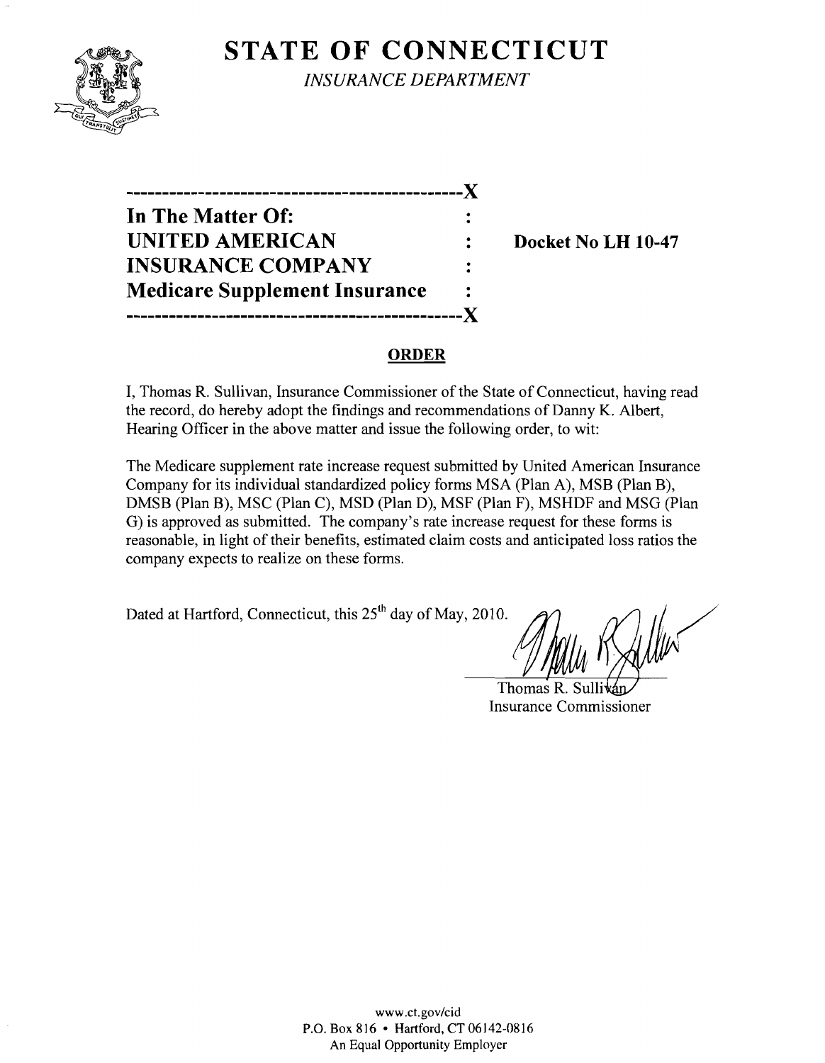# STATE OF CONNECTICUT

*INSURANCE DEPARTMENT*

---

| | | |
|---|---|---|
| **In The Matter Of:** | : | |
| **UNITED AMERICAN** | : | **Docket No LH 10-47** |
| **INSURANCE COMPANY** | : | |
| **Medicare Supplement Insurance** | : | |

---

## ORDER

I, Thomas R. Sullivan, Insurance Commissioner of the State of Connecticut, having read the record, do hereby adopt the findings and recommendations of Danny K. Albert, Hearing Officer in the above matter and issue the following order, to wit:

The Medicare supplement rate increase request submitted by United American Insurance Company for its individual standardized policy forms MSA (Plan A), MSB (Plan B), DMSB (Plan B), MSC (Plan C), MSD (Plan D), MSF (Plan F), MSHDF and MSG (Plan G) is approved as submitted. The company's rate increase request for these forms is reasonable, in light of their benefits, estimated claim costs and anticipated loss ratios the company expects to realize on these forms.

Dated at Hartford, Connecticut, this 25th day of May, 2010.

Thomas R. Sullivan
Insurance Commissioner

www.ct.gov/cid
P.O. Box 816 • Hartford, CT 06142-0816
An Equal Opportunity Employer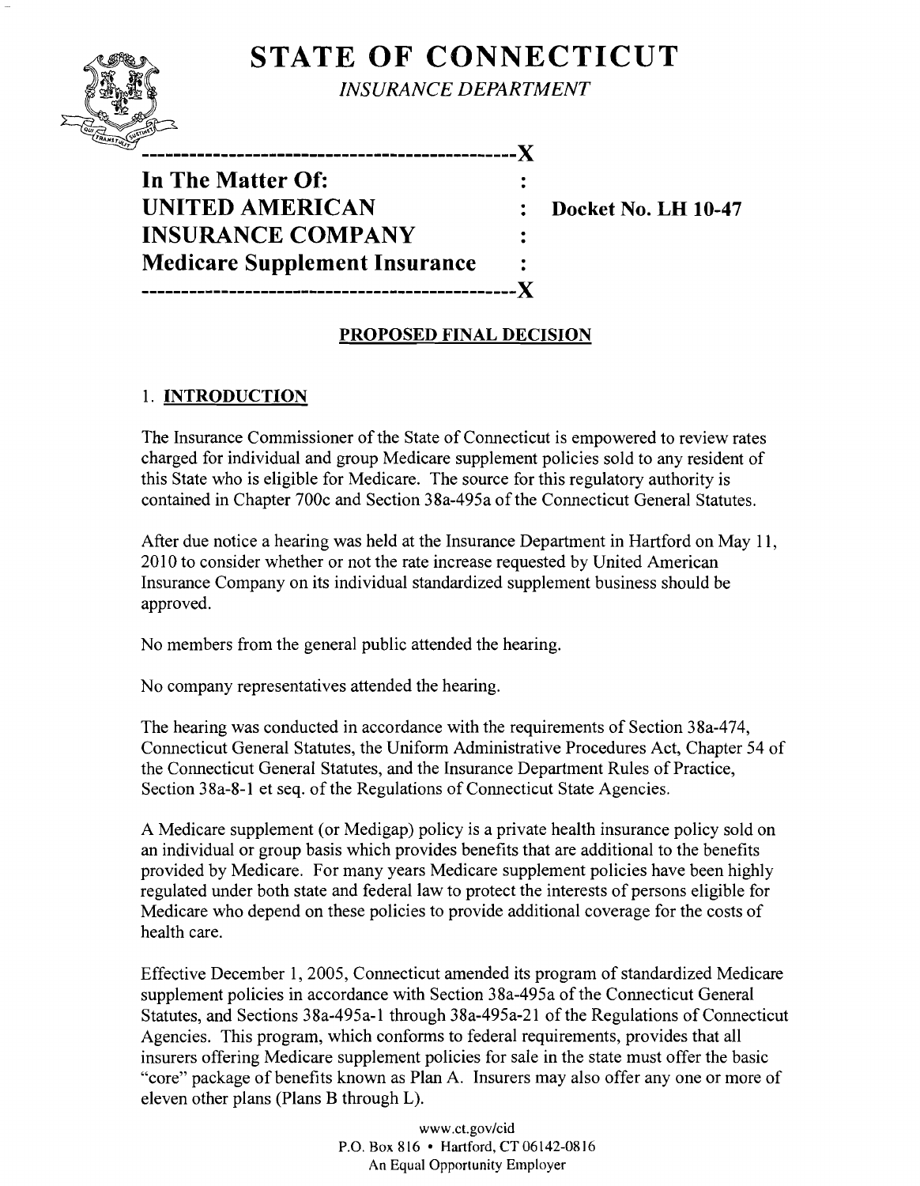# STATE OF CONNECTICUT

*INSURANCE DEPARTMENT*

---

**In The Matter Of:**
**UNITED AMERICAN INSURANCE COMPANY**
**Medicare Supplement Insurance**

**Docket No. LH 10-47**

---

## PROPOSED FINAL DECISION

### 1. INTRODUCTION

The Insurance Commissioner of the State of Connecticut is empowered to review rates charged for individual and group Medicare supplement policies sold to any resident of this State who is eligible for Medicare. The source for this regulatory authority is contained in Chapter 700c and Section 38a-495a of the Connecticut General Statutes.

After due notice a hearing was held at the Insurance Department in Hartford on May 11, 2010 to consider whether or not the rate increase requested by United American Insurance Company on its individual standardized supplement business should be approved.

No members from the general public attended the hearing.

No company representatives attended the hearing.

The hearing was conducted in accordance with the requirements of Section 38a-474, Connecticut General Statutes, the Uniform Administrative Procedures Act, Chapter 54 of the Connecticut General Statutes, and the Insurance Department Rules of Practice, Section 38a-8-1 et seq. of the Regulations of Connecticut State Agencies.

A Medicare supplement (or Medigap) policy is a private health insurance policy sold on an individual or group basis which provides benefits that are additional to the benefits provided by Medicare. For many years Medicare supplement policies have been highly regulated under both state and federal law to protect the interests of persons eligible for Medicare who depend on these policies to provide additional coverage for the costs of health care.

Effective December 1, 2005, Connecticut amended its program of standardized Medicare supplement policies in accordance with Section 38a-495a of the Connecticut General Statutes, and Sections 38a-495a-1 through 38a-495a-21 of the Regulations of Connecticut Agencies. This program, which conforms to federal requirements, provides that all insurers offering Medicare supplement policies for sale in the state must offer the basic "core" package of benefits known as Plan A. Insurers may also offer any one or more of eleven other plans (Plans B through L).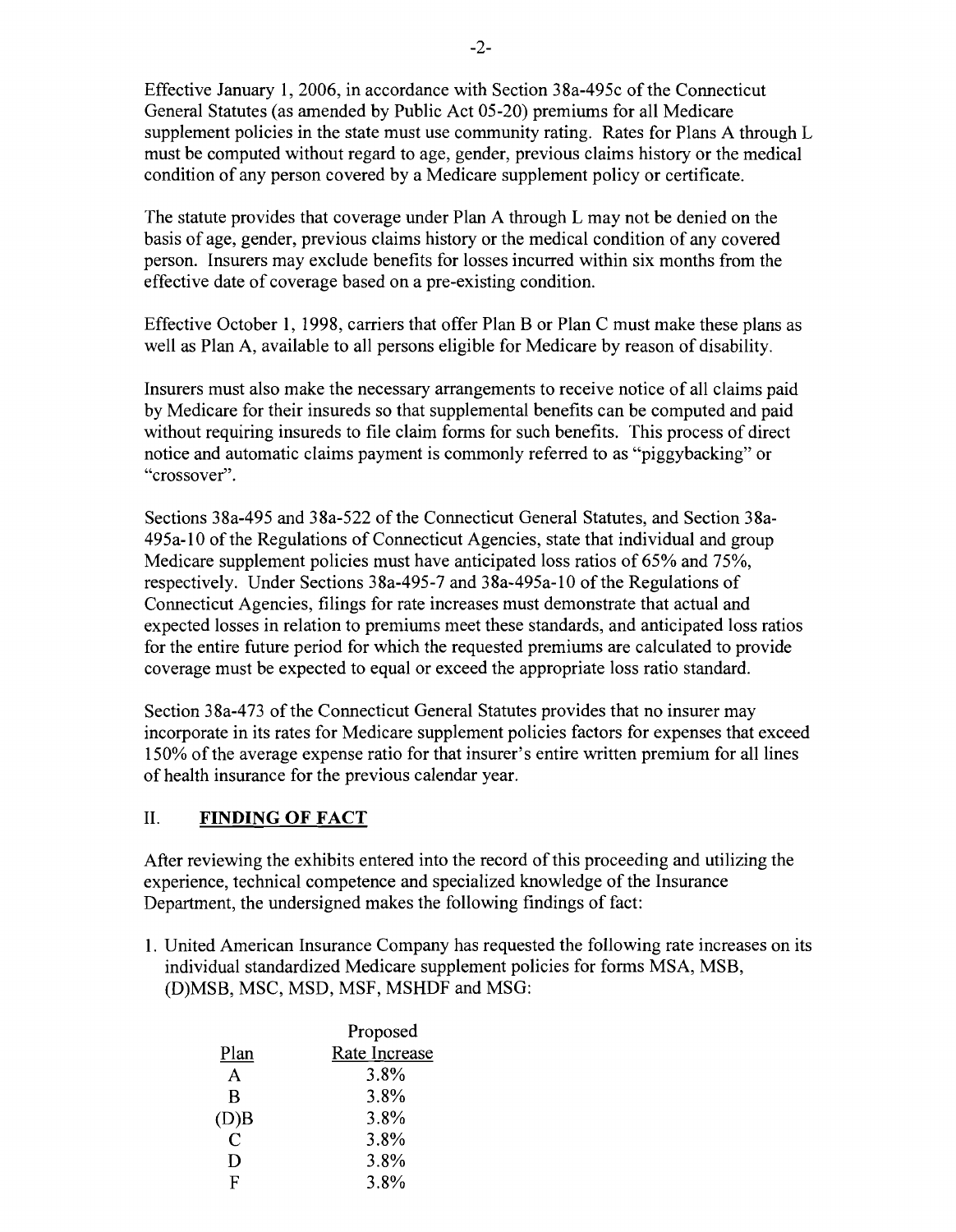Effective January 1, 2006, in accordance with Section 38a-495c of the Connecticut General Statutes (as amended by Public Act 05-20) premiums for all Medicare supplement policies in the state must use community rating. Rates for Plans A through L must be computed without regard to age, gender, previous claims history or the medical condition of any person covered by a Medicare supplement policy or certificate.

The statute provides that coverage under Plan A through L may not be denied on the basis of age, gender, previous claims history or the medical condition of any covered person. Insurers may exclude benefits for losses incurred within six months from the effective date of coverage based on a pre-existing condition.

Effective October 1, 1998, carriers that offer Plan B or Plan C must make these plans as well as Plan A, available to all persons eligible for Medicare by reason of disability.

Insurers must also make the necessary arrangements to receive notice of all claims paid by Medicare for their insureds so that supplemental benefits can be computed and paid without requiring insureds to file claim forms for such benefits. This process of direct notice and automatic claims payment is commonly referred to as "piggybacking" or "crossover".

Sections 38a-495 and 38a-522 of the Connecticut General Statutes, and Section 38a-495a-10 of the Regulations of Connecticut Agencies, state that individual and group Medicare supplement policies must have anticipated loss ratios of 65% and 75%, respectively. Under Sections 38a-495-7 and 38a-495a-10 of the Regulations of Connecticut Agencies, filings for rate increases must demonstrate that actual and expected losses in relation to premiums meet these standards, and anticipated loss ratios for the entire future period for which the requested premiums are calculated to provide coverage must be expected to equal or exceed the appropriate loss ratio standard.

Section 38a-473 of the Connecticut General Statutes provides that no insurer may incorporate in its rates for Medicare supplement policies factors for expenses that exceed 150% of the average expense ratio for that insurer's entire written premium for all lines of health insurance for the previous calendar year.

## II. FINDING OF FACT

After reviewing the exhibits entered into the record of this proceeding and utilizing the experience, technical competence and specialized knowledge of the Insurance Department, the undersigned makes the following findings of fact:

1. United American Insurance Company has requested the following rate increases on its individual standardized Medicare supplement policies for forms MSA, MSB, (D)MSB, MSC, MSD, MSF, MSHDF and MSG:

| Plan | Proposed Rate Increase |
|---|---|
| A | 3.8% |
| B | 3.8% |
| (D)B | 3.8% |
| C | 3.8% |
| D | 3.8% |
| F | 3.8% |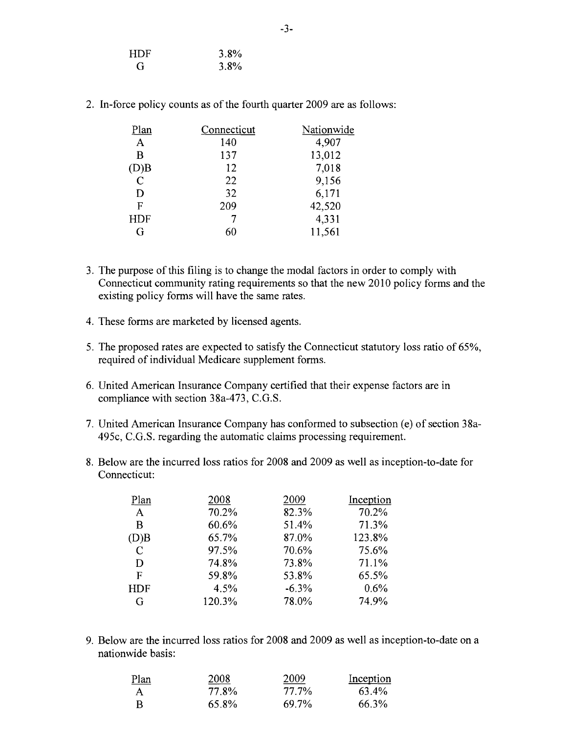| | |
|---|---|
| HDF | 3.8% |
| G | 3.8% |

2. In-force policy counts as of the fourth quarter 2009 are as follows:

| Plan | Connecticut | Nationwide |
|---|---|---|
| A | 140 | 4,907 |
| B | 137 | 13,012 |
| (D)B | 12 | 7,018 |
| C | 22 | 9,156 |
| D | 32 | 6,171 |
| F | 209 | 42,520 |
| HDF | 7 | 4,331 |
| G | 60 | 11,561 |

3. The purpose of this filing is to change the modal factors in order to comply with Connecticut community rating requirements so that the new 2010 policy forms and the existing policy forms will have the same rates.

4. These forms are marketed by licensed agents.

5. The proposed rates are expected to satisfy the Connecticut statutory loss ratio of 65%, required of individual Medicare supplement forms.

6. United American Insurance Company certified that their expense factors are in compliance with section 38a-473, C.G.S.

7. United American Insurance Company has conformed to subsection (e) of section 38a-495c, C.G.S. regarding the automatic claims processing requirement.

8. Below are the incurred loss ratios for 2008 and 2009 as well as inception-to-date for Connecticut:

| Plan | 2008 | 2009 | Inception |
|---|---|---|---|
| A | 70.2% | 82.3% | 70.2% |
| B | 60.6% | 51.4% | 71.3% |
| (D)B | 65.7% | 87.0% | 123.8% |
| C | 97.5% | 70.6% | 75.6% |
| D | 74.8% | 73.8% | 71.1% |
| F | 59.8% | 53.8% | 65.5% |
| HDF | 4.5% | -6.3% | 0.6% |
| G | 120.3% | 78.0% | 74.9% |

9. Below are the incurred loss ratios for 2008 and 2009 as well as inception-to-date on a nationwide basis:

| Plan | 2008 | 2009 | Inception |
|---|---|---|---|
| A | 77.8% | 77.7% | 63.4% |
| B | 65.8% | 69.7% | 66.3% |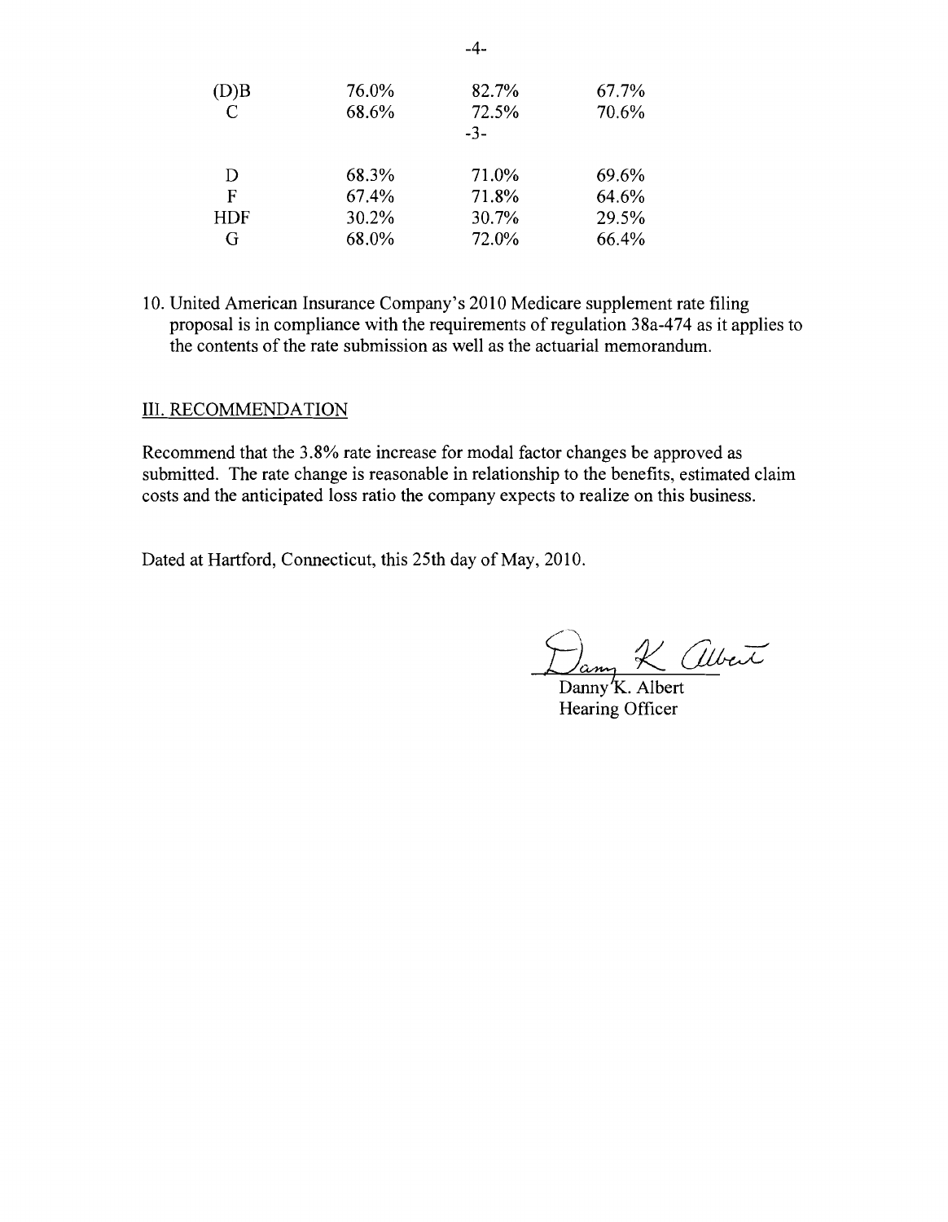| | | | |
|---|---|---|---|
| (D)B | 76.0% | 82.7% | 67.7% |
| C | 68.6% | 72.5% | 70.6% |
| D | 68.3% | 71.0% | 69.6% |
| F | 67.4% | 71.8% | 64.6% |
| HDF | 30.2% | 30.7% | 29.5% |
| G | 68.0% | 72.0% | 66.4% |

10. United American Insurance Company's 2010 Medicare supplement rate filing proposal is in compliance with the requirements of regulation 38a-474 as it applies to the contents of the rate submission as well as the actuarial memorandum.

## III. RECOMMENDATION

Recommend that the 3.8% rate increase for modal factor changes be approved as submitted. The rate change is reasonable in relationship to the benefits, estimated claim costs and the anticipated loss ratio the company expects to realize on this business.

Dated at Hartford, Connecticut, this 25th day of May, 2010.

Danny K. Albert
Hearing Officer